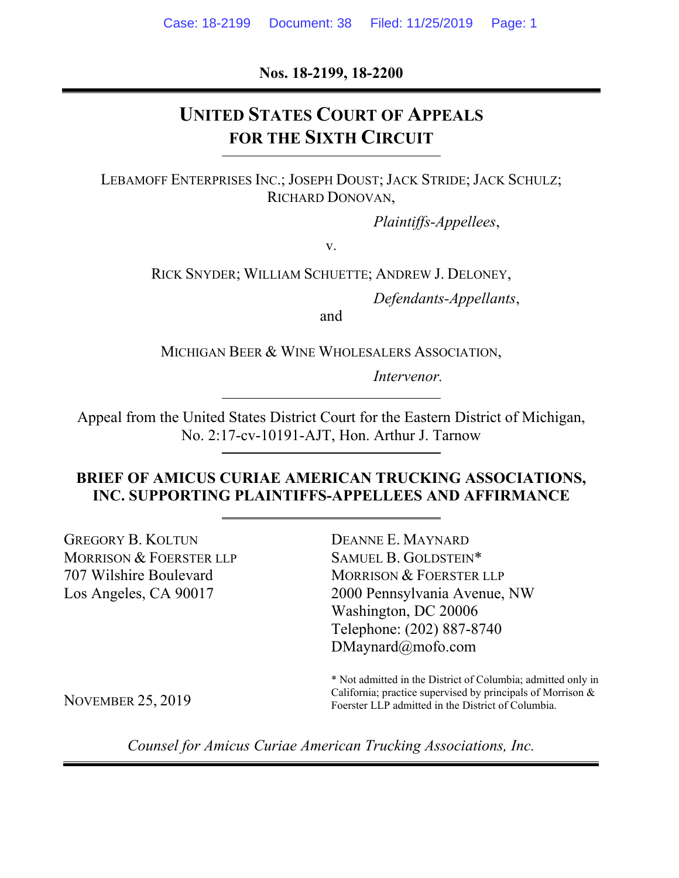**Nos. 18-2199, 18-2200**

# UNITED STATES COURT OF APPEALS FOR THE SIXTH CIRCUIT

LEBAMOFF ENTERPRISES INC.; JOSEPH DOUST; JACK STRIDE; JACK SCHULZ; RICHARD DONOVAN,

*Plaintiffs-Appellees*,

v.

RICK SNYDER; WILLIAM SCHUETTE; ANDREW J. DELONEY,

*Defendants-Appellants*,

and

MICHIGAN BEER & WINE WHOLESALERS ASSOCIATION,

*Intervenor.*

Appeal from the United States District Court for the Eastern District of Michigan, No. 2:17-cv-10191-AJT, Hon. Arthur J. Tarnow

**BRIEF OF AMICUS CURIAE AMERICAN TRUCKING ASSOCIATIONS, INC. SUPPORTING PLAINTIFFS-APPELLEES AND AFFIRMANCE**

GREGORY B. KOLTUN
MORRISON & FOERSTER LLP
707 Wilshire Boulevard
Los Angeles, CA 90017

DEANNE E. MAYNARD
SAMUEL B. GOLDSTEIN*
MORRISON & FOERSTER LLP
2000 Pennsylvania Avenue, NW
Washington, DC 20006
Telephone: (202) 887-8740
DMaynard@mofo.com

\* Not admitted in the District of Columbia; admitted only in California; practice supervised by principals of Morrison & Foerster LLP admitted in the District of Columbia.

NOVEMBER 25, 2019

*Counsel for Amicus Curiae American Trucking Associations, Inc.*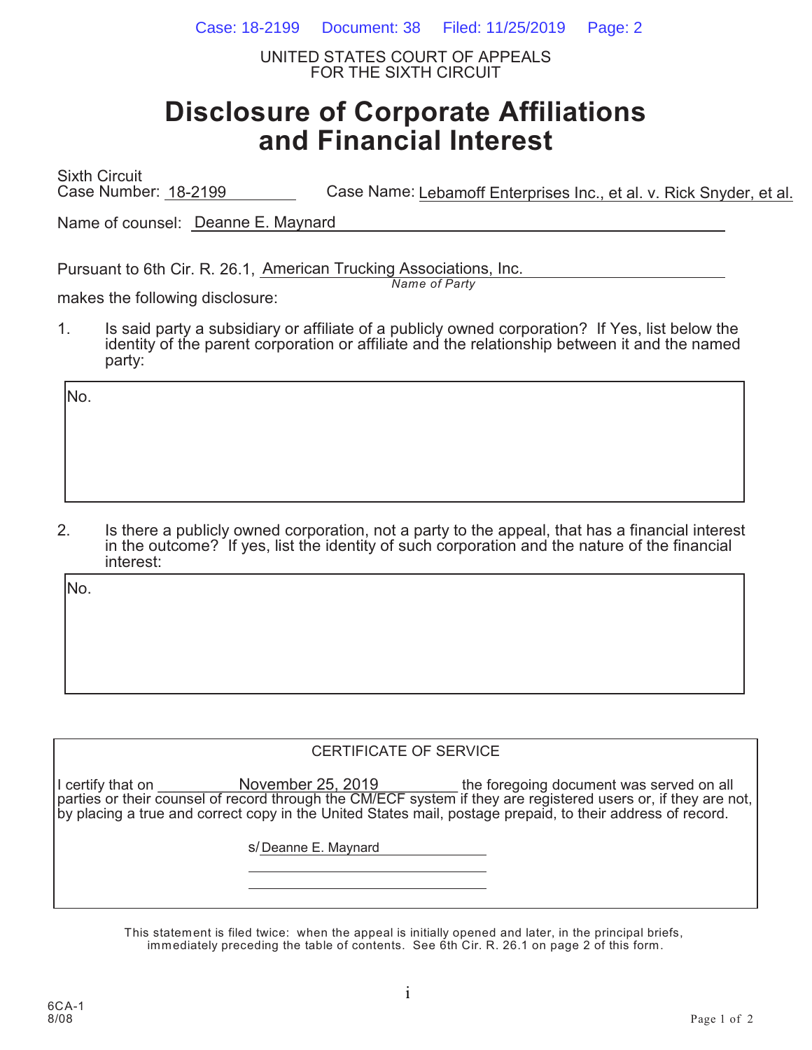UNITED STATES COURT OF APPEALS
FOR THE SIXTH CIRCUIT

# Disclosure of Corporate Affiliations and Financial Interest

Sixth Circuit
Case Number: 18-2199    Case Name: Lebamoff Enterprises Inc., et al. v. Rick Snyder, et al.

Name of counsel: Deanne E. Maynard

Pursuant to 6th Cir. R. 26.1, American Trucking Associations, Inc.
*Name of Party*
makes the following disclosure:

1. Is said party a subsidiary or affiliate of a publicly owned corporation? If Yes, list below the identity of the parent corporation or affiliate and the relationship between it and the named party:

No.

2. Is there a publicly owned corporation, not a party to the appeal, that has a financial interest in the outcome? If yes, list the identity of such corporation and the nature of the financial interest:

No.

CERTIFICATE OF SERVICE

I certify that on November 25, 2019 the foregoing document was served on all parties or their counsel of record through the CM/ECF system if they are registered users or, if they are not, by placing a true and correct copy in the United States mail, postage prepaid, to their address of record.

s/Deanne E. Maynard

This statement is filed twice: when the appeal is initially opened and later, in the principal briefs, immediately preceding the table of contents. See 6th Cir. R. 26.1 on page 2 of this form.

6CA-1
8/08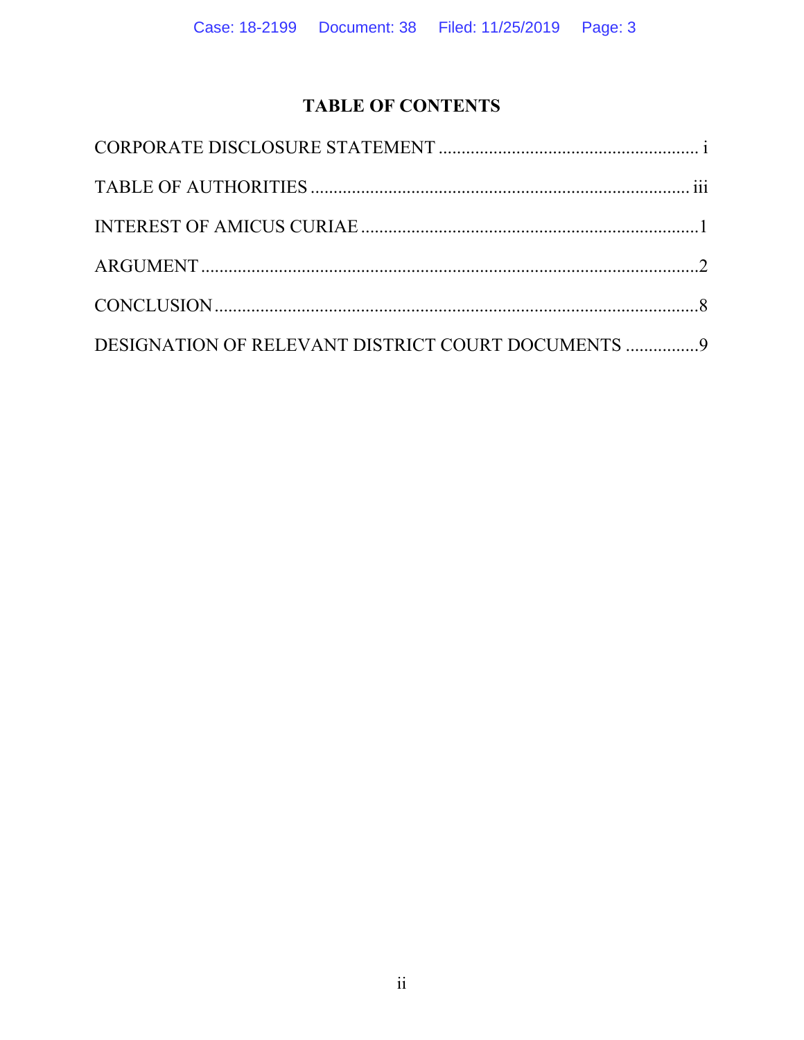# TABLE OF CONTENTS

CORPORATE DISCLOSURE STATEMENT ........................................................ i

TABLE OF AUTHORITIES .................................................................................. iii

INTEREST OF AMICUS CURIAE .........................................................................1

ARGUMENT ............................................................................................................2

CONCLUSION .........................................................................................................8

DESIGNATION OF RELEVANT DISTRICT COURT DOCUMENTS ................9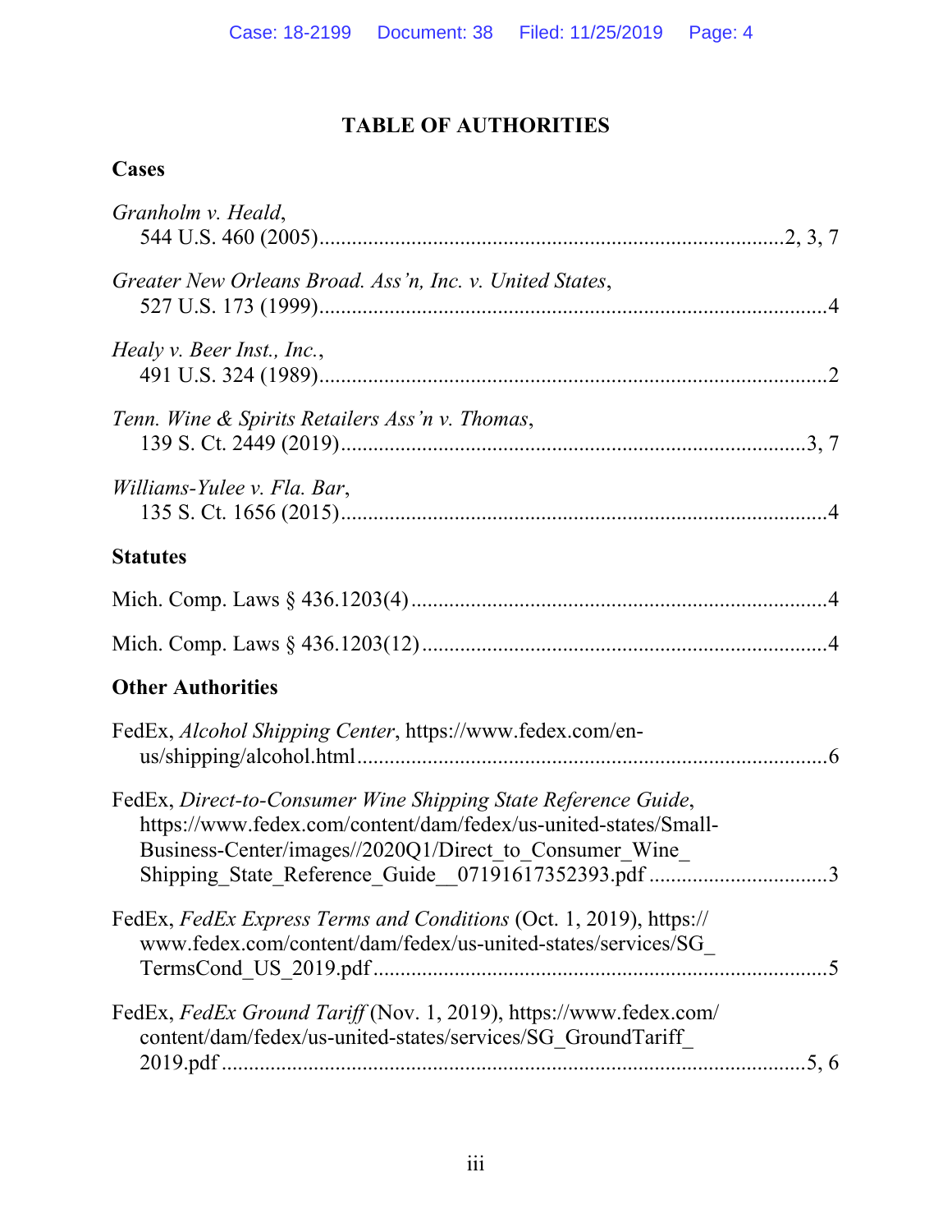# TABLE OF AUTHORITIES

## Cases

*Granholm v. Heald*,
544 U.S. 460 (2005) .................... 2, 3, 7

*Greater New Orleans Broad. Ass'n, Inc. v. United States*,
527 U.S. 173 (1999) .................... 4

*Healy v. Beer Inst., Inc.*,
491 U.S. 324 (1989) .................... 2

*Tenn. Wine & Spirits Retailers Ass'n v. Thomas*,
139 S. Ct. 2449 (2019) .................... 3, 7

*Williams-Yulee v. Fla. Bar*,
135 S. Ct. 1656 (2015) .................... 4

## Statutes

Mich. Comp. Laws § 436.1203(4) .................... 4

Mich. Comp. Laws § 436.1203(12) .................... 4

## Other Authorities

FedEx, *Alcohol Shipping Center*, https://www.fedex.com/en-us/shipping/alcohol.html .................... 6

FedEx, *Direct-to-Consumer Wine Shipping State Reference Guide*, https://www.fedex.com/content/dam/fedex/us-united-states/Small-Business-Center/images//2020Q1/Direct_to_Consumer_Wine_Shipping_State_Reference_Guide__07191617352393.pdf .................... 3

FedEx, *FedEx Express Terms and Conditions* (Oct. 1, 2019), https://www.fedex.com/content/dam/fedex/us-united-states/services/SG_TermsCond_US_2019.pdf .................... 5

FedEx, *FedEx Ground Tariff* (Nov. 1, 2019), https://www.fedex.com/content/dam/fedex/us-united-states/services/SG_GroundTariff_2019.pdf .................... 5, 6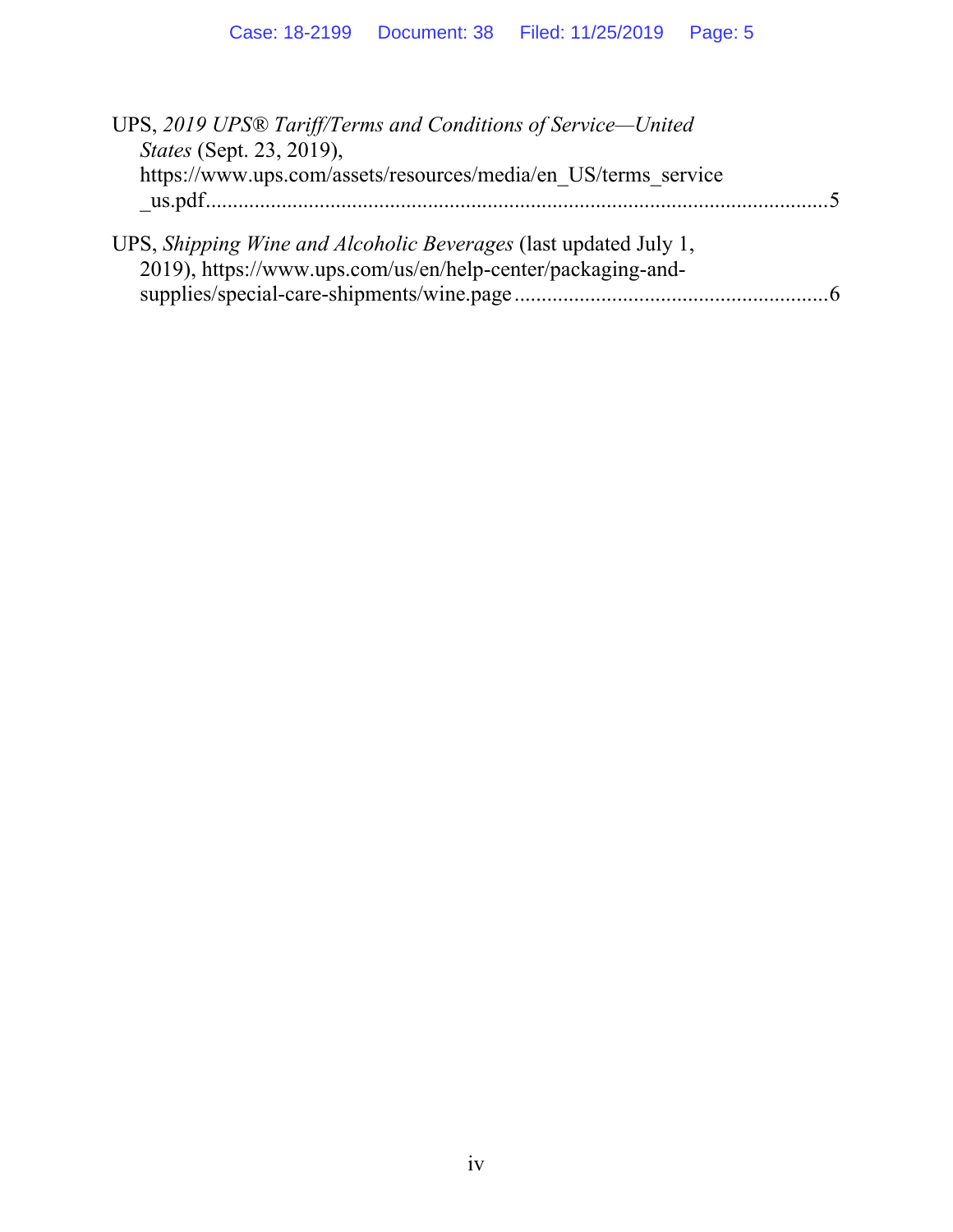UPS, *2019 UPS® Tariff/Terms and Conditions of Service—United States* (Sept. 23, 2019), https://www.ups.com/assets/resources/media/en_US/terms_service_us.pdf..........................................................................................................5

UPS, *Shipping Wine and Alcoholic Beverages* (last updated July 1, 2019), https://www.ups.com/us/en/help-center/packaging-and-supplies/special-care-shipments/wine.page..........................................................6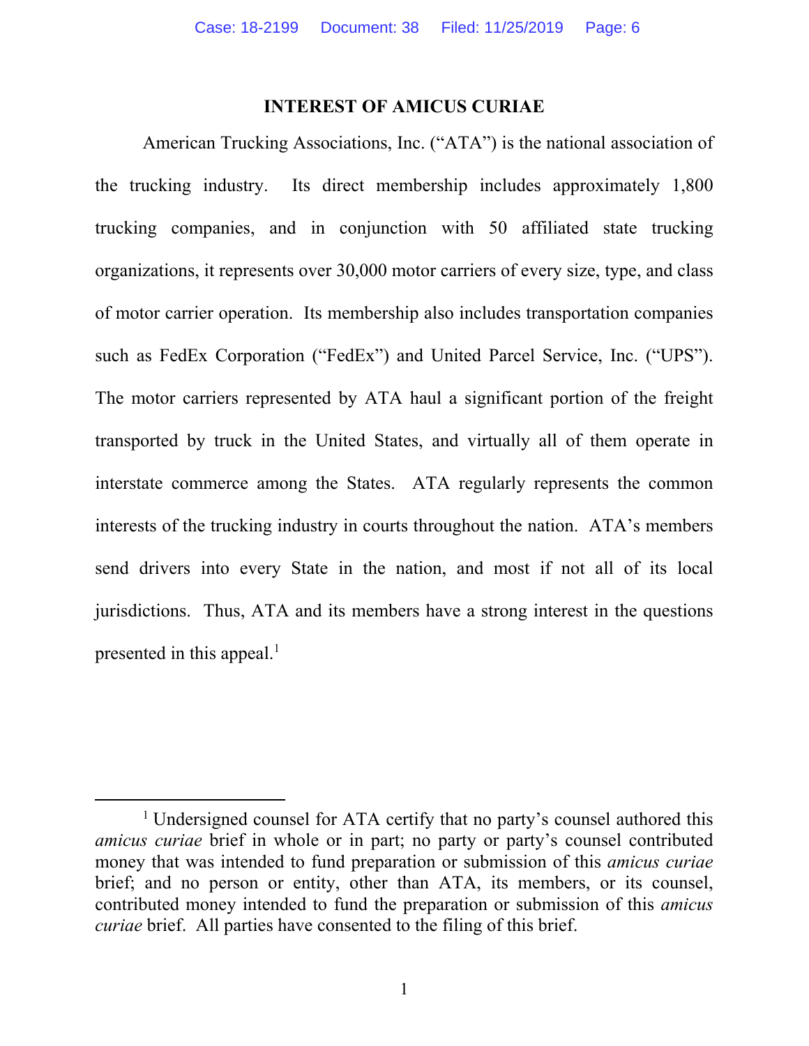## INTEREST OF AMICUS CURIAE

American Trucking Associations, Inc. ("ATA") is the national association of the trucking industry. Its direct membership includes approximately 1,800 trucking companies, and in conjunction with 50 affiliated state trucking organizations, it represents over 30,000 motor carriers of every size, type, and class of motor carrier operation. Its membership also includes transportation companies such as FedEx Corporation ("FedEx") and United Parcel Service, Inc. ("UPS"). The motor carriers represented by ATA haul a significant portion of the freight transported by truck in the United States, and virtually all of them operate in interstate commerce among the States. ATA regularly represents the common interests of the trucking industry in courts throughout the nation. ATA's members send drivers into every State in the nation, and most if not all of its local jurisdictions. Thus, ATA and its members have a strong interest in the questions presented in this appeal.[1]

[1] Undersigned counsel for ATA certify that no party's counsel authored this *amicus curiae* brief in whole or in part; no party or party's counsel contributed money that was intended to fund preparation or submission of this *amicus curiae* brief; and no person or entity, other than ATA, its members, or its counsel, contributed money intended to fund the preparation or submission of this *amicus curiae* brief. All parties have consented to the filing of this brief.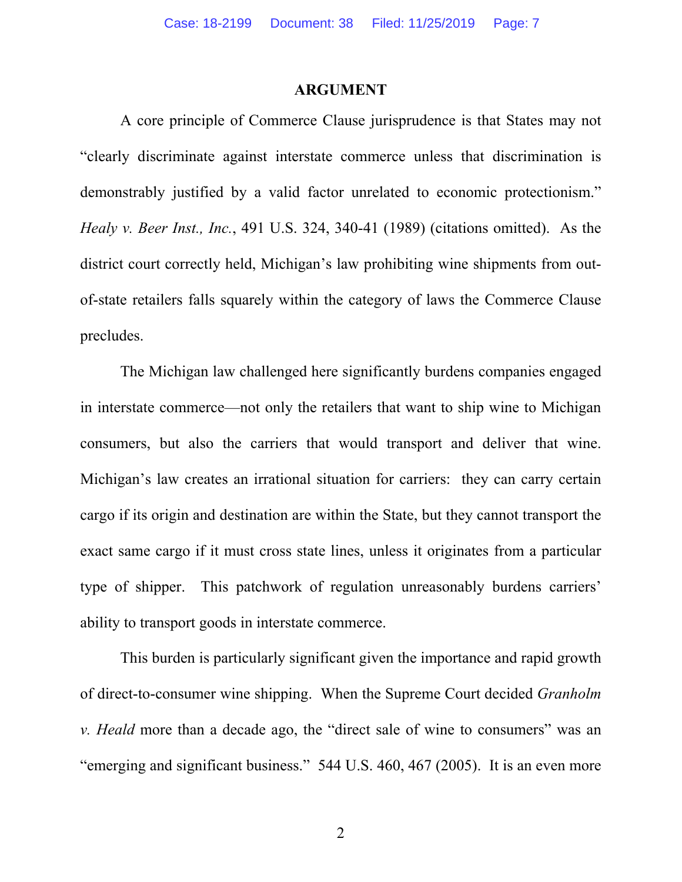# ARGUMENT

A core principle of Commerce Clause jurisprudence is that States may not "clearly discriminate against interstate commerce unless that discrimination is demonstrably justified by a valid factor unrelated to economic protectionism." *Healy v. Beer Inst., Inc.*, 491 U.S. 324, 340-41 (1989) (citations omitted). As the district court correctly held, Michigan's law prohibiting wine shipments from out-of-state retailers falls squarely within the category of laws the Commerce Clause precludes.

The Michigan law challenged here significantly burdens companies engaged in interstate commerce—not only the retailers that want to ship wine to Michigan consumers, but also the carriers that would transport and deliver that wine. Michigan's law creates an irrational situation for carriers: they can carry certain cargo if its origin and destination are within the State, but they cannot transport the exact same cargo if it must cross state lines, unless it originates from a particular type of shipper. This patchwork of regulation unreasonably burdens carriers' ability to transport goods in interstate commerce.

This burden is particularly significant given the importance and rapid growth of direct-to-consumer wine shipping. When the Supreme Court decided *Granholm v. Heald* more than a decade ago, the "direct sale of wine to consumers" was an "emerging and significant business." 544 U.S. 460, 467 (2005). It is an even more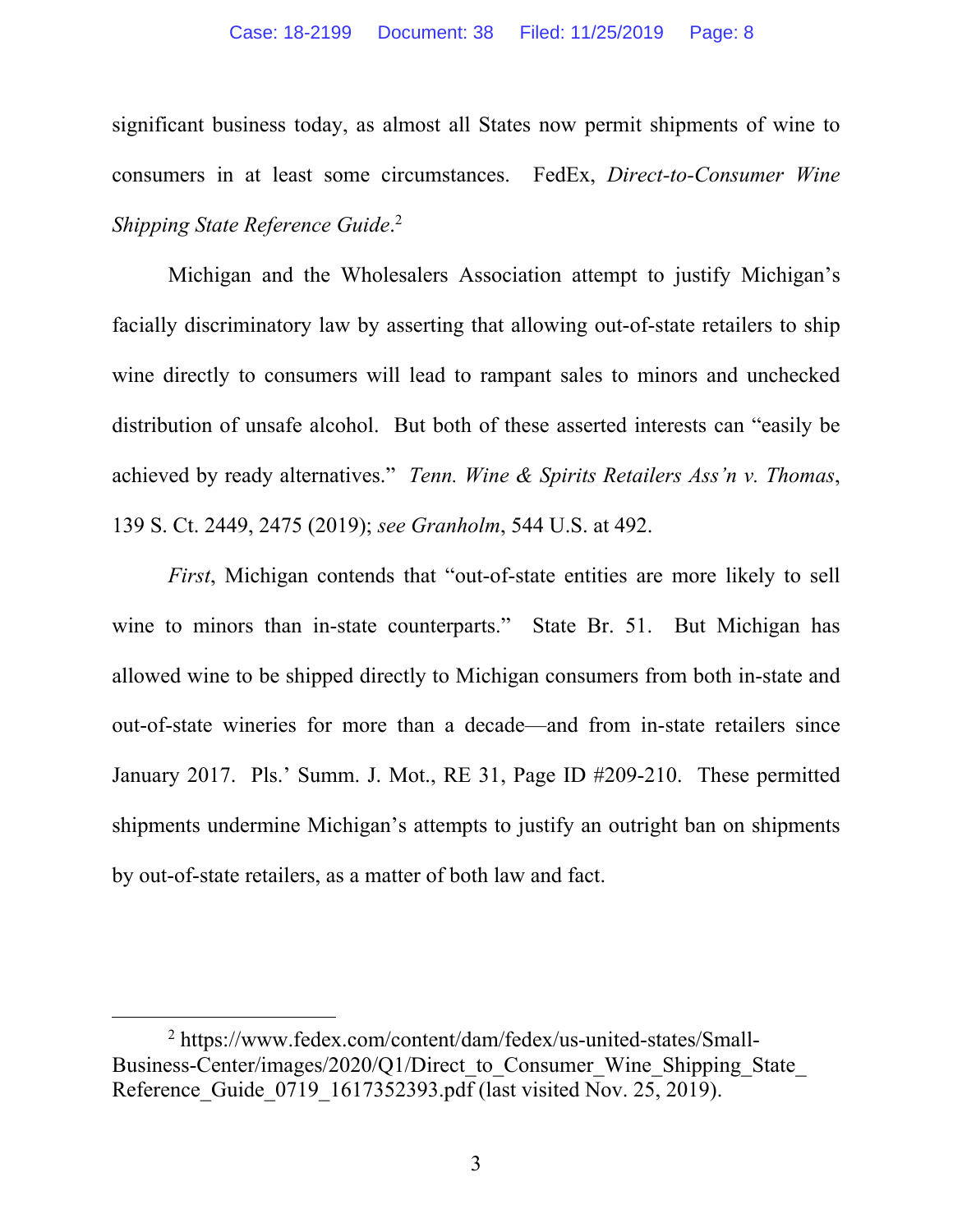significant business today, as almost all States now permit shipments of wine to consumers in at least some circumstances. FedEx, *Direct-to-Consumer Wine Shipping State Reference Guide*.[2]

Michigan and the Wholesalers Association attempt to justify Michigan's facially discriminatory law by asserting that allowing out-of-state retailers to ship wine directly to consumers will lead to rampant sales to minors and unchecked distribution of unsafe alcohol. But both of these asserted interests can "easily be achieved by ready alternatives." *Tenn. Wine & Spirits Retailers Ass'n v. Thomas*, 139 S. Ct. 2449, 2475 (2019); *see Granholm*, 544 U.S. at 492.

*First*, Michigan contends that "out-of-state entities are more likely to sell wine to minors than in-state counterparts." State Br. 51. But Michigan has allowed wine to be shipped directly to Michigan consumers from both in-state and out-of-state wineries for more than a decade—and from in-state retailers since January 2017. Pls.' Summ. J. Mot., RE 31, Page ID #209-210. These permitted shipments undermine Michigan's attempts to justify an outright ban on shipments by out-of-state retailers, as a matter of both law and fact.

---

[2] https://www.fedex.com/content/dam/fedex/us-united-states/Small-Business-Center/images/2020/Q1/Direct_to_Consumer_Wine_Shipping_State_Reference_Guide_0719_1617352393.pdf (last visited Nov. 25, 2019).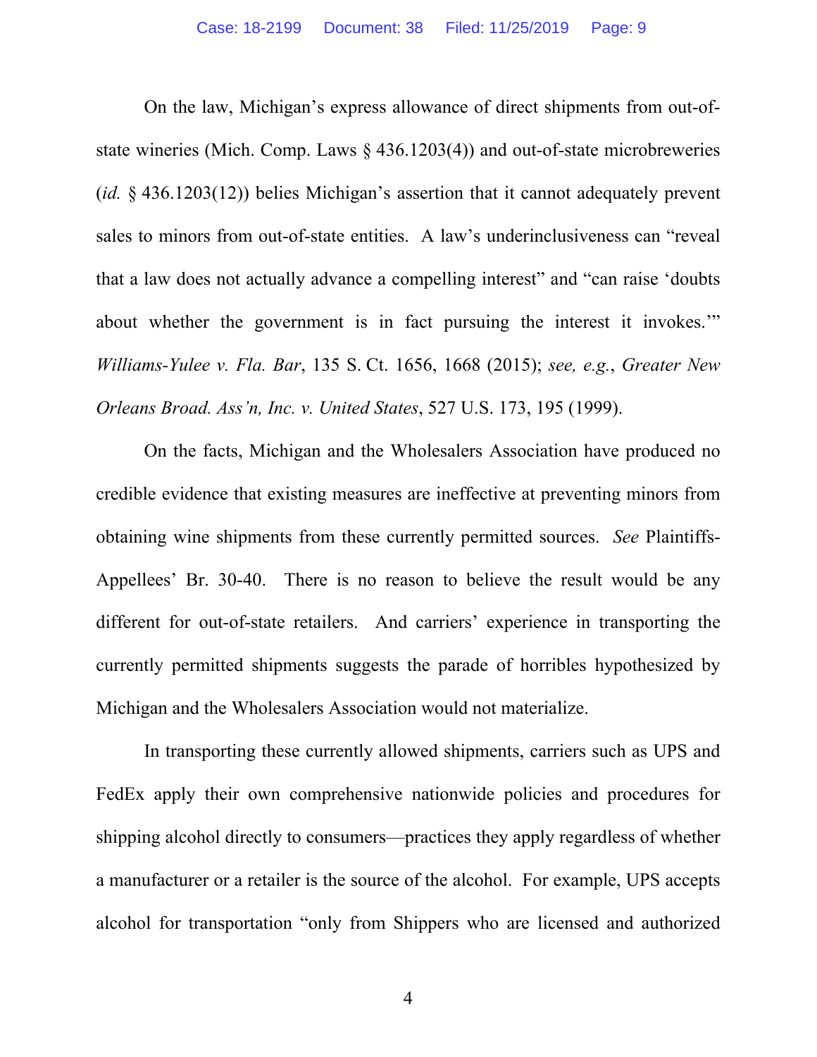On the law, Michigan's express allowance of direct shipments from out-of-state wineries (Mich. Comp. Laws § 436.1203(4)) and out-of-state microbreweries (*id.* § 436.1203(12)) belies Michigan's assertion that it cannot adequately prevent sales to minors from out-of-state entities. A law's underinclusiveness can "reveal that a law does not actually advance a compelling interest" and "can raise 'doubts about whether the government is in fact pursuing the interest it invokes.'" *Williams-Yulee v. Fla. Bar*, 135 S. Ct. 1656, 1668 (2015); *see, e.g.*, *Greater New Orleans Broad. Ass'n, Inc. v. United States*, 527 U.S. 173, 195 (1999).

On the facts, Michigan and the Wholesalers Association have produced no credible evidence that existing measures are ineffective at preventing minors from obtaining wine shipments from these currently permitted sources. *See* Plaintiffs-Appellees' Br. 30-40. There is no reason to believe the result would be any different for out-of-state retailers. And carriers' experience in transporting the currently permitted shipments suggests the parade of horribles hypothesized by Michigan and the Wholesalers Association would not materialize.

In transporting these currently allowed shipments, carriers such as UPS and FedEx apply their own comprehensive nationwide policies and procedures for shipping alcohol directly to consumers—practices they apply regardless of whether a manufacturer or a retailer is the source of the alcohol. For example, UPS accepts alcohol for transportation "only from Shippers who are licensed and authorized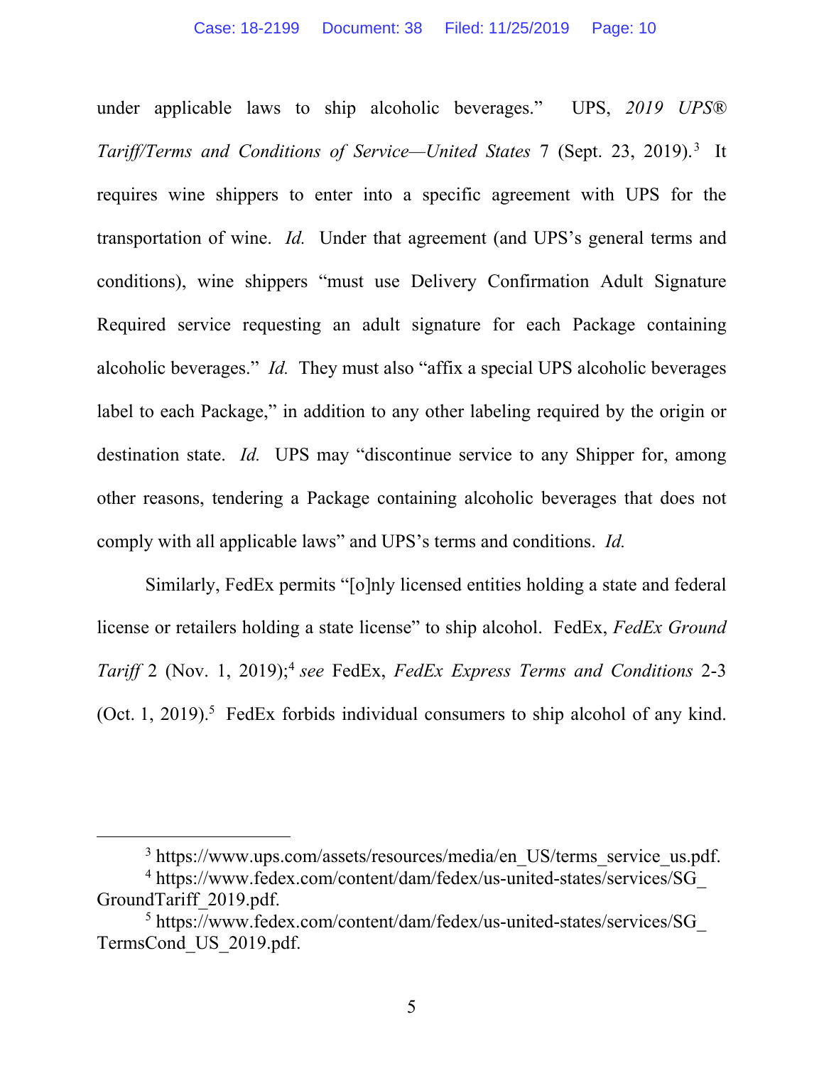under applicable laws to ship alcoholic beverages." UPS, *2019 UPS® Tariff/Terms and Conditions of Service—United States* 7 (Sept. 23, 2019).[3] It requires wine shippers to enter into a specific agreement with UPS for the transportation of wine. *Id.* Under that agreement (and UPS's general terms and conditions), wine shippers "must use Delivery Confirmation Adult Signature Required service requesting an adult signature for each Package containing alcoholic beverages." *Id.* They must also "affix a special UPS alcoholic beverages label to each Package," in addition to any other labeling required by the origin or destination state. *Id.* UPS may "discontinue service to any Shipper for, among other reasons, tendering a Package containing alcoholic beverages that does not comply with all applicable laws" and UPS's terms and conditions. *Id.*

Similarly, FedEx permits "[o]nly licensed entities holding a state and federal license or retailers holding a state license" to ship alcohol. FedEx, *FedEx Ground Tariff* 2 (Nov. 1, 2019);[4] *see* FedEx, *FedEx Express Terms and Conditions* 2-3 (Oct. 1, 2019).[5] FedEx forbids individual consumers to ship alcohol of any kind.

---

[3] https://www.ups.com/assets/resources/media/en_US/terms_service_us.pdf.

[4] https://www.fedex.com/content/dam/fedex/us-united-states/services/SG_GroundTariff_2019.pdf.

[5] https://www.fedex.com/content/dam/fedex/us-united-states/services/SG_TermsCond_US_2019.pdf.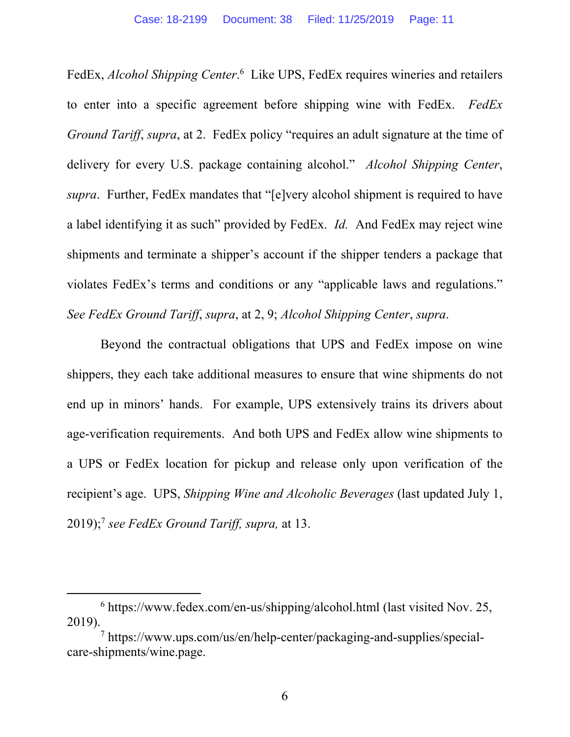FedEx, *Alcohol Shipping Center*.[6] Like UPS, FedEx requires wineries and retailers to enter into a specific agreement before shipping wine with FedEx. *FedEx Ground Tariff*, *supra*, at 2. FedEx policy "requires an adult signature at the time of delivery for every U.S. package containing alcohol." *Alcohol Shipping Center*, *supra*. Further, FedEx mandates that "[e]very alcohol shipment is required to have a label identifying it as such" provided by FedEx. *Id.* And FedEx may reject wine shipments and terminate a shipper's account if the shipper tenders a package that violates FedEx's terms and conditions or any "applicable laws and regulations." *See FedEx Ground Tariff*, *supra*, at 2, 9; *Alcohol Shipping Center*, *supra*.

Beyond the contractual obligations that UPS and FedEx impose on wine shippers, they each take additional measures to ensure that wine shipments do not end up in minors' hands. For example, UPS extensively trains its drivers about age-verification requirements. And both UPS and FedEx allow wine shipments to a UPS or FedEx location for pickup and release only upon verification of the recipient's age. UPS, *Shipping Wine and Alcoholic Beverages* (last updated July 1, 2019);[7] *see FedEx Ground Tariff, supra,* at 13.

---

[6] https://www.fedex.com/en-us/shipping/alcohol.html (last visited Nov. 25, 2019).

[7] https://www.ups.com/us/en/help-center/packaging-and-supplies/special-care-shipments/wine.page.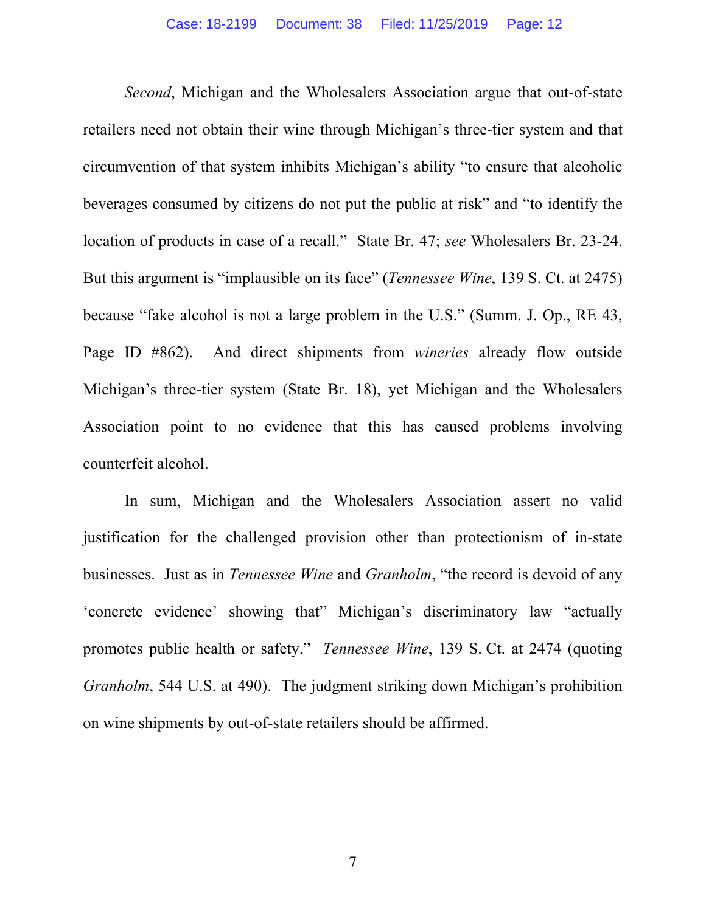*Second*, Michigan and the Wholesalers Association argue that out-of-state retailers need not obtain their wine through Michigan's three-tier system and that circumvention of that system inhibits Michigan's ability "to ensure that alcoholic beverages consumed by citizens do not put the public at risk" and "to identify the location of products in case of a recall." State Br. 47; *see* Wholesalers Br. 23-24. But this argument is "implausible on its face" (*Tennessee Wine*, 139 S. Ct. at 2475) because "fake alcohol is not a large problem in the U.S." (Summ. J. Op., RE 43, Page ID #862). And direct shipments from *wineries* already flow outside Michigan's three-tier system (State Br. 18), yet Michigan and the Wholesalers Association point to no evidence that this has caused problems involving counterfeit alcohol.

In sum, Michigan and the Wholesalers Association assert no valid justification for the challenged provision other than protectionism of in-state businesses. Just as in *Tennessee Wine* and *Granholm*, "the record is devoid of any 'concrete evidence' showing that" Michigan's discriminatory law "actually promotes public health or safety." *Tennessee Wine*, 139 S. Ct. at 2474 (quoting *Granholm*, 544 U.S. at 490). The judgment striking down Michigan's prohibition on wine shipments by out-of-state retailers should be affirmed.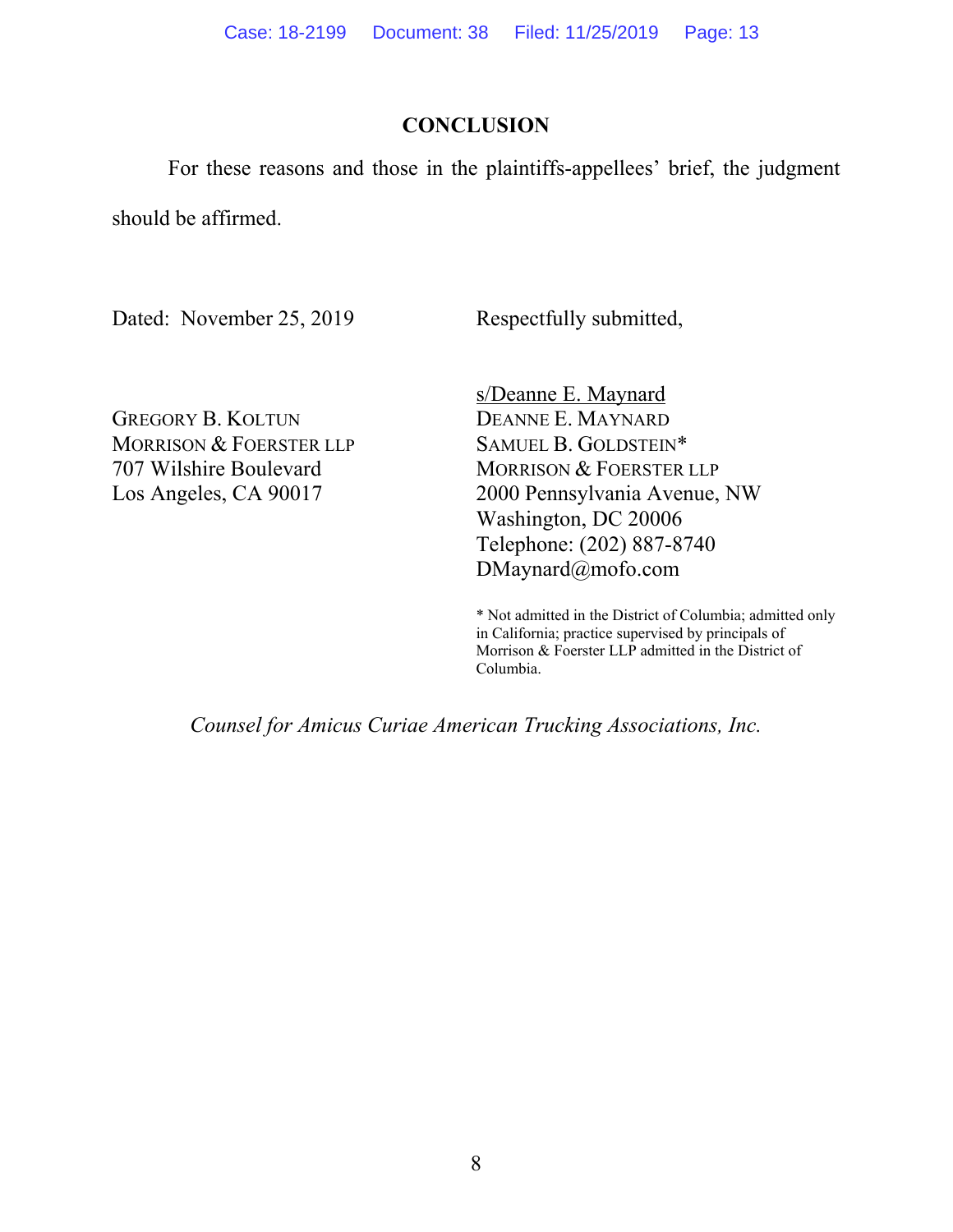## CONCLUSION

For these reasons and those in the plaintiffs-appellees' brief, the judgment should be affirmed.

Dated: November 25, 2019

Respectfully submitted,

s/Deanne E. Maynard
DEANNE E. MAYNARD
SAMUEL B. GOLDSTEIN*
MORRISON & FOERSTER LLP
2000 Pennsylvania Avenue, NW
Washington, DC 20006
Telephone: (202) 887-8740
DMaynard@mofo.com

GREGORY B. KOLTUN
MORRISON & FOERSTER LLP
707 Wilshire Boulevard
Los Angeles, CA 90017

* Not admitted in the District of Columbia; admitted only in California; practice supervised by principals of Morrison & Foerster LLP admitted in the District of Columbia.

*Counsel for Amicus Curiae American Trucking Associations, Inc.*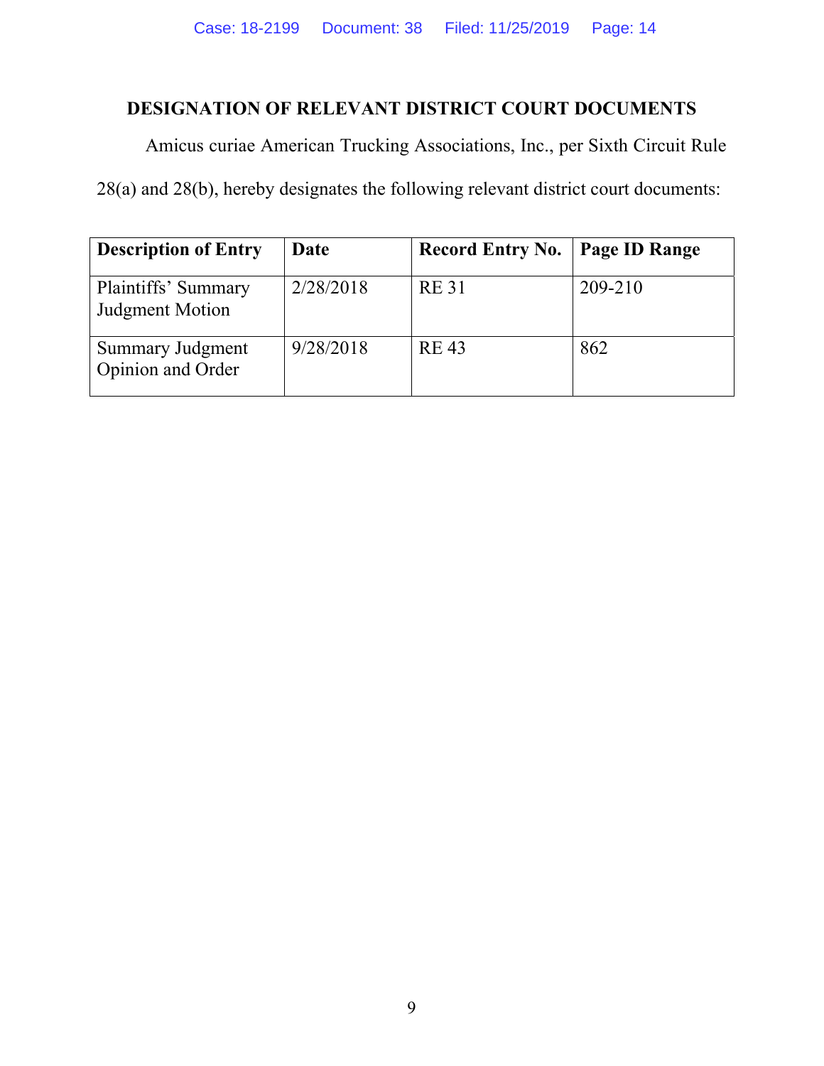## DESIGNATION OF RELEVANT DISTRICT COURT DOCUMENTS

Amicus curiae American Trucking Associations, Inc., per Sixth Circuit Rule 28(a) and 28(b), hereby designates the following relevant district court documents:

| Description of Entry | Date | Record Entry No. | Page ID Range |
|---|---|---|---|
| Plaintiffs' Summary Judgment Motion | 2/28/2018 | RE 31 | 209-210 |
| Summary Judgment Opinion and Order | 9/28/2018 | RE 43 | 862 |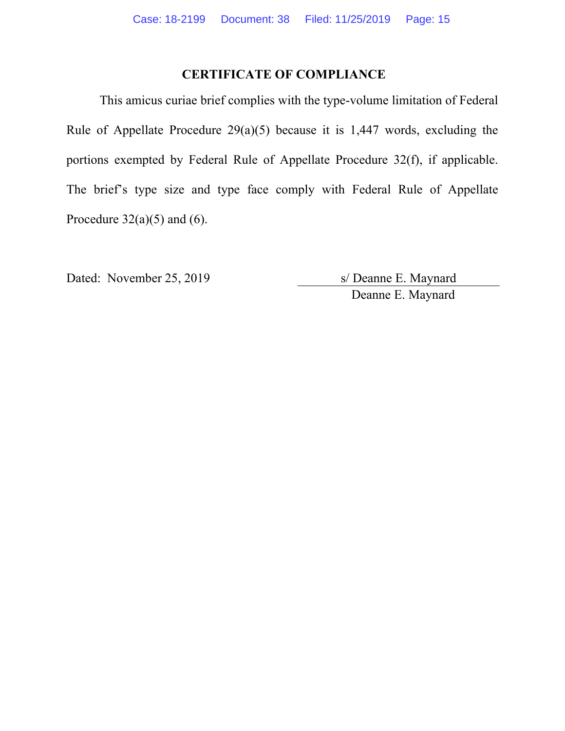## CERTIFICATE OF COMPLIANCE

This amicus curiae brief complies with the type-volume limitation of Federal Rule of Appellate Procedure 29(a)(5) because it is 1,447 words, excluding the portions exempted by Federal Rule of Appellate Procedure 32(f), if applicable. The brief's type size and type face comply with Federal Rule of Appellate Procedure 32(a)(5) and (6).

Dated: November 25, 2019

s/ Deanne E. Maynard
Deanne E. Maynard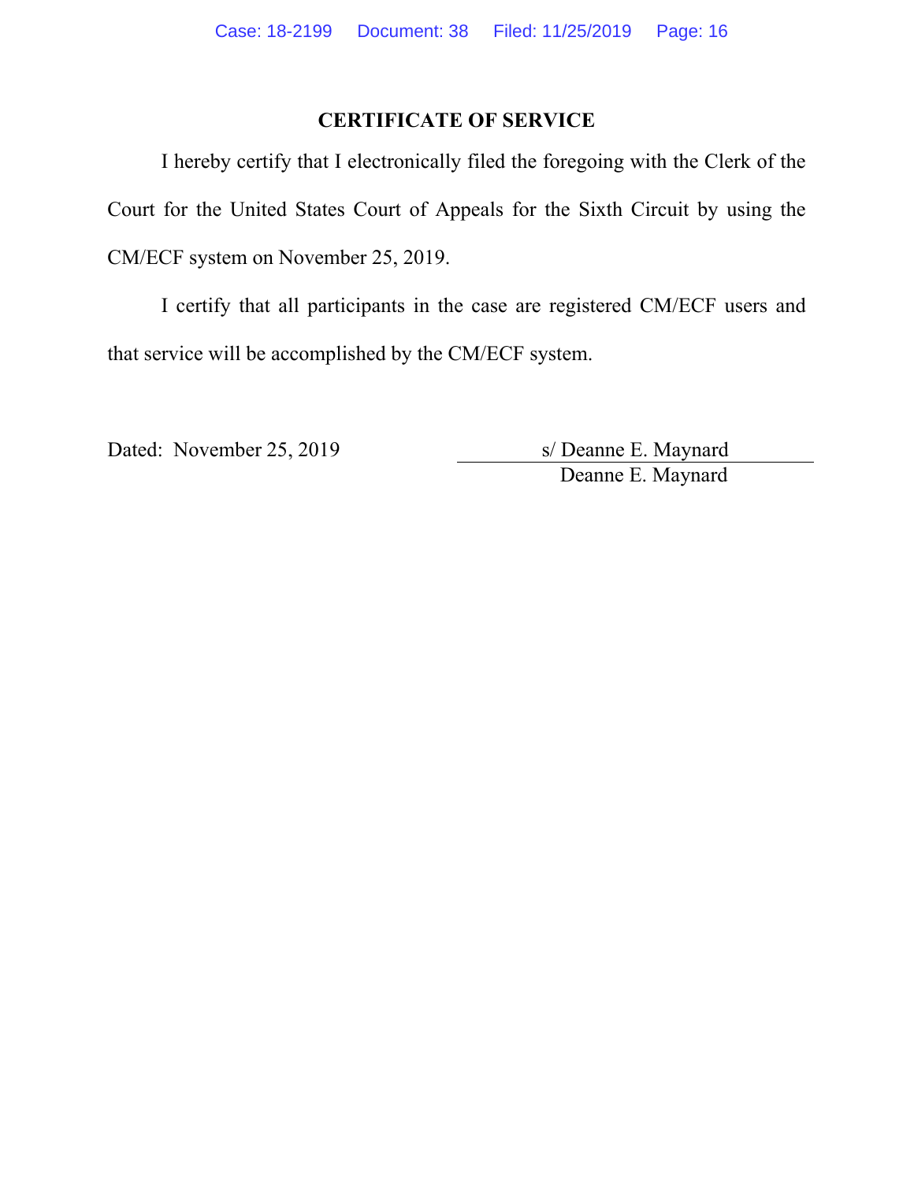## CERTIFICATE OF SERVICE

I hereby certify that I electronically filed the foregoing with the Clerk of the Court for the United States Court of Appeals for the Sixth Circuit by using the CM/ECF system on November 25, 2019.

I certify that all participants in the case are registered CM/ECF users and that service will be accomplished by the CM/ECF system.

Dated: November 25, 2019

s/ Deanne E. Maynard
Deanne E. Maynard